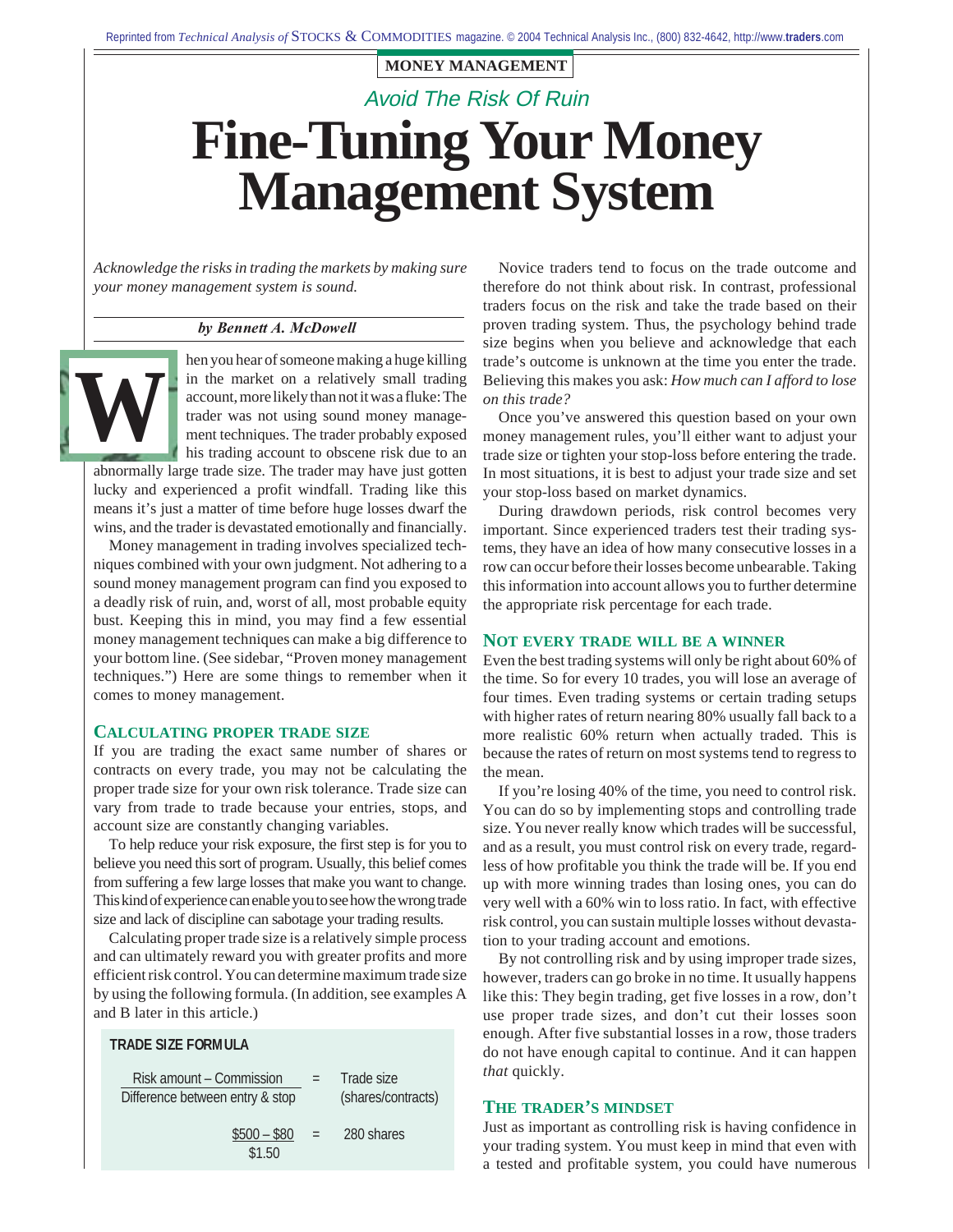MONEY MANAGEMENT

*Avoid The Risk Of Ruin*

# Fine-Tuning Your Money Management System

*Acknowledge the risks in trading the markets by making sure your money management system is sound.*

***by Bennett A. McDowell***

When you hear of someone making a huge killing in the market on a relatively small trading account, more likely than not it was a fluke: The trader was not using sound money management techniques. The trader probably exposed his trading account to obscene risk due to an abnormally large trade size. The trader may have just gotten lucky and experienced a profit windfall. Trading like this means it's just a matter of time before huge losses dwarf the wins, and the trader is devastated emotionally and financially.

Money management in trading involves specialized techniques combined with your own judgment. Not adhering to a sound money management program can find you exposed to a deadly risk of ruin, and, worst of all, most probable equity bust. Keeping this in mind, you may find a few essential money management techniques can make a big difference to your bottom line. (See sidebar, "Proven money management techniques.") Here are some things to remember when it comes to money management.

## CALCULATING PROPER TRADE SIZE

If you are trading the exact same number of shares or contracts on every trade, you may not be calculating the proper trade size for your own risk tolerance. Trade size can vary from trade to trade because your entries, stops, and account size are constantly changing variables.

To help reduce your risk exposure, the first step is for you to believe you need this sort of program. Usually, this belief comes from suffering a few large losses that make you want to change. This kind of experience can enable you to see how the wrong trade size and lack of discipline can sabotage your trading results.

Calculating proper trade size is a relatively simple process and can ultimately reward you with greater profits and more efficient risk control. You can determine maximum trade size by using the following formula. (In addition, see examples A and B later in this article.)

**TRADE SIZE FORMULA**

$$\frac{\text{Risk amount} - \text{Commission}}{\text{Difference between entry \& stop}} = \text{Trade size (shares/contracts)}$$

$$\frac{\$500 - \$80}{\$1.50} = 280 \text{ shares}$$

Novice traders tend to focus on the trade outcome and therefore do not think about risk. In contrast, professional traders focus on the risk and take the trade based on their proven trading system. Thus, the psychology behind trade size begins when you believe and acknowledge that each trade's outcome is unknown at the time you enter the trade. Believing this makes you ask: *How much can I afford to lose on this trade?*

Once you've answered this question based on your own money management rules, you'll either want to adjust your trade size or tighten your stop-loss before entering the trade. In most situations, it is best to adjust your trade size and set your stop-loss based on market dynamics.

During drawdown periods, risk control becomes very important. Since experienced traders test their trading systems, they have an idea of how many consecutive losses in a row can occur before their losses become unbearable. Taking this information into account allows you to further determine the appropriate risk percentage for each trade.

## NOT EVERY TRADE WILL BE A WINNER

Even the best trading systems will only be right about 60% of the time. So for every 10 trades, you will lose an average of four times. Even trading systems or certain trading setups with higher rates of return nearing 80% usually fall back to a more realistic 60% return when actually traded. This is because the rates of return on most systems tend to regress to the mean.

If you're losing 40% of the time, you need to control risk. You can do so by implementing stops and controlling trade size. You never really know which trades will be successful, and as a result, you must control risk on every trade, regardless of how profitable you think the trade will be. If you end up with more winning trades than losing ones, you can do very well with a 60% win to loss ratio. In fact, with effective risk control, you can sustain multiple losses without devastation to your trading account and emotions.

By not controlling risk and by using improper trade sizes, however, traders can go broke in no time. It usually happens like this: They begin trading, get five losses in a row, don't use proper trade sizes, and don't cut their losses soon enough. After five substantial losses in a row, those traders do not have enough capital to continue. And it can happen *that* quickly.

## THE TRADER'S MINDSET

Just as important as controlling risk is having confidence in your trading system. You must keep in mind that even with a tested and profitable system, you could have numerous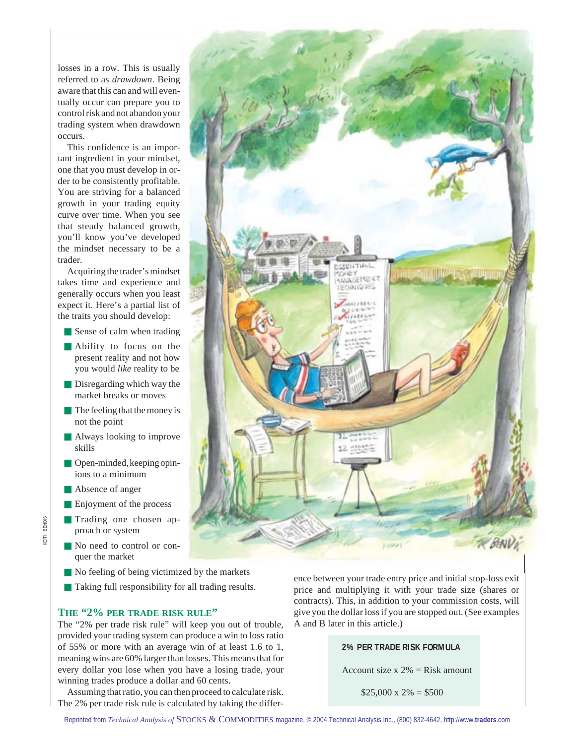losses in a row. This is usually referred to as *drawdown*. Being aware that this can and will eventually occur can prepare you to control risk and not abandon your trading system when drawdown occurs.

This confidence is an important ingredient in your mindset, one that you must develop in order to be consistently profitable. You are striving for a balanced growth in your trading equity curve over time. When you see that steady balanced growth, you'll know you've developed the mindset necessary to be a trader.

Acquiring the trader's mindset takes time and experience and generally occurs when you least expect it. Here's a partial list of the traits you should develop:

- Sense of calm when trading
- Ability to focus on the present reality and not how you would *like* reality to be
- Disregarding which way the market breaks or moves
- The feeling that the money is not the point
- Always looking to improve skills
- Open-minded, keeping opinions to a minimum
- Absence of anger
- Enjoyment of the process
- Trading one chosen approach or system
- No need to control or conquer the market
- No feeling of being victimized by the markets
- Taking full responsibility for all trading results.

## THE "2% PER TRADE RISK RULE"

The "2% per trade risk rule" will keep you out of trouble, provided your trading system can produce a win to loss ratio of 55% or more with an average win of at least 1.6 to 1, meaning wins are 60% larger than losses. This means that for every dollar you lose when you have a losing trade, your winning trades produce a dollar and 60 cents.

Assuming that ratio, you can then proceed to calculate risk. The 2% per trade risk rule is calculated by taking the difference between your trade entry price and initial stop-loss exit price and multiplying it with your trade size (shares or contracts). This, in addition to your commission costs, will give you the dollar loss if you are stopped out. (See examples A and B later in this article.)

**2% PER TRADE RISK FORMULA**

Account size x 2% = Risk amount

$25,000 x 2% = $500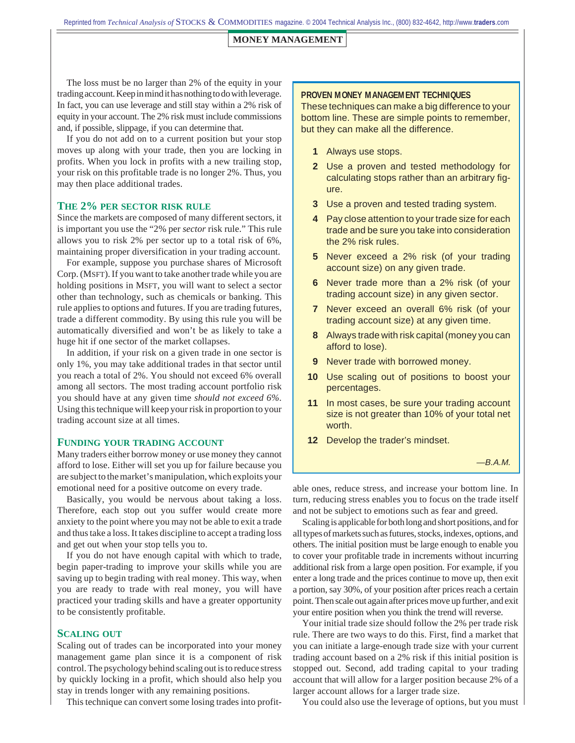The loss must be no larger than 2% of the equity in your trading account. Keep in mind it has nothing to do with leverage. In fact, you can use leverage and still stay within a 2% risk of equity in your account. The 2% risk must include commissions and, if possible, slippage, if you can determine that.

If you do not add on to a current position but your stop moves up along with your trade, then you are locking in profits. When you lock in profits with a new trailing stop, your risk on this profitable trade is no longer 2%. Thus, you may then place additional trades.

### THE 2% PER SECTOR RISK RULE

Since the markets are composed of many different sectors, it is important you use the "2% per *sector* risk rule." This rule allows you to risk 2% per sector up to a total risk of 6%, maintaining proper diversification in your trading account.

For example, suppose you purchase shares of Microsoft Corp. (MSFT). If you want to take another trade while you are holding positions in MSFT, you will want to select a sector other than technology, such as chemicals or banking. This rule applies to options and futures. If you are trading futures, trade a different commodity. By using this rule you will be automatically diversified and won't be as likely to take a huge hit if one sector of the market collapses.

In addition, if your risk on a given trade in one sector is only 1%, you may take additional trades in that sector until you reach a total of 2%. You should not exceed 6% overall among all sectors. The most trading account portfolio risk you should have at any given time *should not exceed 6%*. Using this technique will keep your risk in proportion to your trading account size at all times.

### FUNDING YOUR TRADING ACCOUNT

Many traders either borrow money or use money they cannot afford to lose. Either will set you up for failure because you are subject to the market's manipulation, which exploits your emotional need for a positive outcome on every trade.

Basically, you would be nervous about taking a loss. Therefore, each stop out you suffer would create more anxiety to the point where you may not be able to exit a trade and thus take a loss. It takes discipline to accept a trading loss and get out when your stop tells you to.

If you do not have enough capital with which to trade, begin paper-trading to improve your skills while you are saving up to begin trading with real money. This way, when you are ready to trade with real money, you will have practiced your trading skills and have a greater opportunity to be consistently profitable.

### SCALING OUT

Scaling out of trades can be incorporated into your money management game plan since it is a component of risk control. The psychology behind scaling out is to reduce stress by quickly locking in a profit, which should also help you stay in trends longer with any remaining positions.

This technique can convert some losing trades into profitable ones, reduce stress, and increase your bottom line. In turn, reducing stress enables you to focus on the trade itself and not be subject to emotions such as fear and greed.

Scaling is applicable for both long and short positions, and for all types of markets such as futures, stocks, indexes, options, and others. The initial position must be large enough to enable you to cover your profitable trade in increments without incurring additional risk from a large open position. For example, if you enter a long trade and the prices continue to move up, then exit a portion, say 30%, of your position after prices reach a certain point. Then scale out again after prices move up further, and exit your entire position when you think the trend will reverse.

Your initial trade size should follow the 2% per trade risk rule. There are two ways to do this. First, find a market that you can initiate a large-enough trade size with your current trading account based on a 2% risk if this initial position is stopped out. Second, add trading capital to your trading account that will allow for a larger position because 2% of a larger account allows for a larger trade size.

You could also use the leverage of options, but you must

---

**PROVEN MONEY MANAGEMENT TECHNIQUES**

These techniques can make a big difference to your bottom line. These are simple points to remember, but they can make all the difference.

1. Always use stops.
2. Use a proven and tested methodology for calculating stops rather than an arbitrary figure.
3. Use a proven and tested trading system.
4. Pay close attention to your trade size for each trade and be sure you take into consideration the 2% risk rules.
5. Never exceed a 2% risk (of your trading account size) on any given trade.
6. Never trade more than a 2% risk (of your trading account size) in any given sector.
7. Never exceed an overall 6% risk (of your trading account size) at any given time.
8. Always trade with risk capital (money you can afford to lose).
9. Never trade with borrowed money.
10. Use scaling out of positions to boost your percentages.
11. In most cases, be sure your trading account size is not greater than 10% of your total net worth.
12. Develop the trader's mindset.

*—B.A.M.*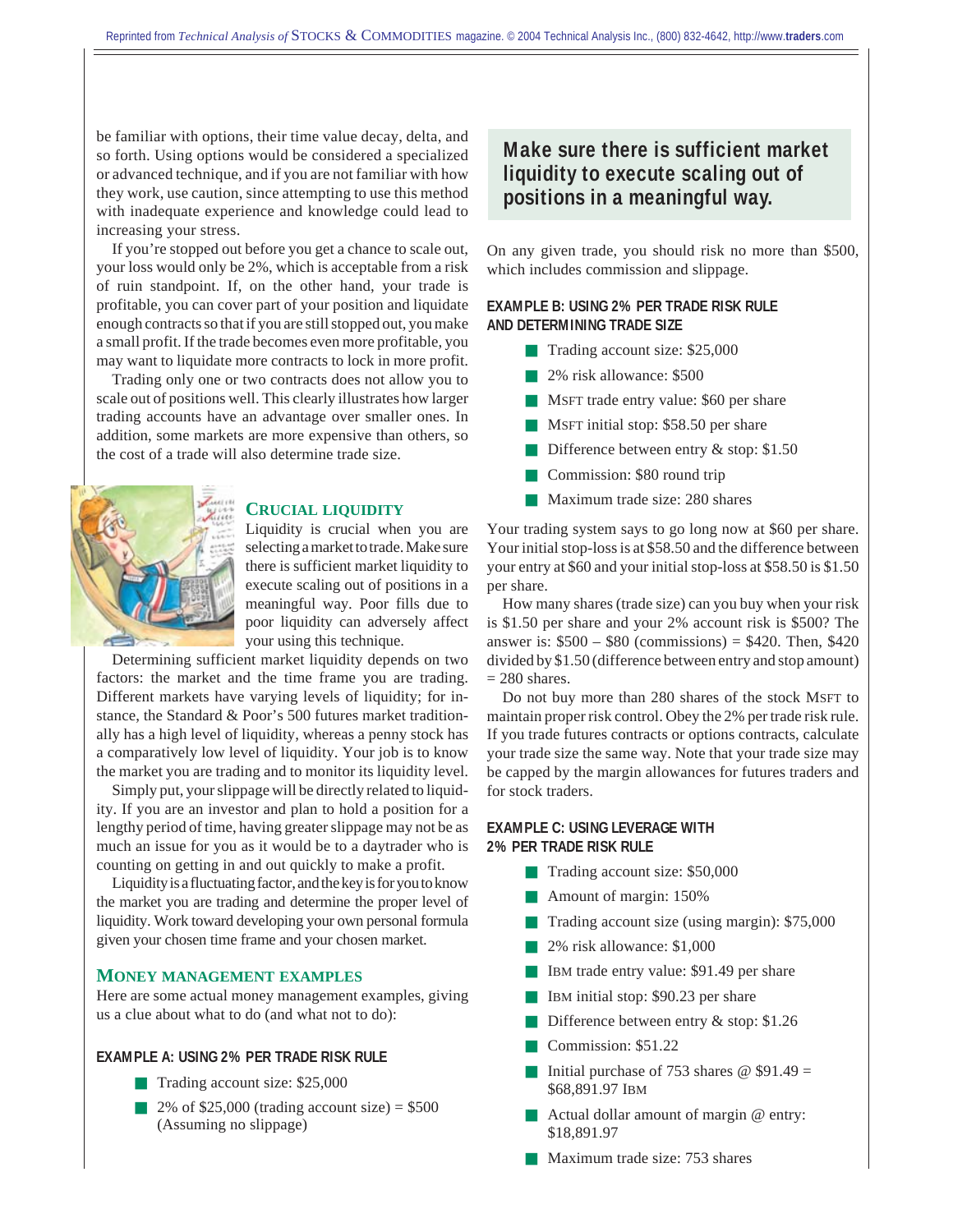be familiar with options, their time value decay, delta, and so forth. Using options would be considered a specialized or advanced technique, and if you are not familiar with how they work, use caution, since attempting to use this method with inadequate experience and knowledge could lead to increasing your stress.

If you're stopped out before you get a chance to scale out, your loss would only be 2%, which is acceptable from a risk of ruin standpoint. If, on the other hand, your trade is profitable, you can cover part of your position and liquidate enough contracts so that if you are still stopped out, you make a small profit. If the trade becomes even more profitable, you may want to liquidate more contracts to lock in more profit.

Trading only one or two contracts does not allow you to scale out of positions well. This clearly illustrates how larger trading accounts have an advantage over smaller ones. In addition, some markets are more expensive than others, so the cost of a trade will also determine trade size.

## CRUCIAL LIQUIDITY

Liquidity is crucial when you are selecting a market to trade. Make sure there is sufficient market liquidity to execute scaling out of positions in a meaningful way. Poor fills due to poor liquidity can adversely affect your using this technique.

Determining sufficient market liquidity depends on two factors: the market and the time frame you are trading. Different markets have varying levels of liquidity; for instance, the Standard & Poor's 500 futures market traditionally has a high level of liquidity, whereas a penny stock has a comparatively low level of liquidity. Your job is to know the market you are trading and to monitor its liquidity level.

Simply put, your slippage will be directly related to liquidity. If you are an investor and plan to hold a position for a lengthy period of time, having greater slippage may not be as much an issue for you as it would be to a daytrader who is counting on getting in and out quickly to make a profit.

Liquidity is a fluctuating factor, and the key is for you to know the market you are trading and determine the proper level of liquidity. Work toward developing your own personal formula given your chosen time frame and your chosen market.

## MONEY MANAGEMENT EXAMPLES

Here are some actual money management examples, giving us a clue about what to do (and what not to do):

### EXAMPLE A: USING 2% PER TRADE RISK RULE

- Trading account size: $25,000
- 2% of $25,000 (trading account size) = $500 (Assuming no slippage)

**Make sure there is sufficient market liquidity to execute scaling out of positions in a meaningful way.**

On any given trade, you should risk no more than $500, which includes commission and slippage.

### EXAMPLE B: USING 2% PER TRADE RISK RULE AND DETERMINING TRADE SIZE

- Trading account size: $25,000
- 2% risk allowance: $500
- MSFT trade entry value: $60 per share
- MSFT initial stop: $58.50 per share
- Difference between entry & stop: $1.50
- Commission: $80 round trip
- Maximum trade size: 280 shares

Your trading system says to go long now at $60 per share. Your initial stop-loss is at $58.50 and the difference between your entry at $60 and your initial stop-loss at $58.50 is $1.50 per share.

How many shares (trade size) can you buy when your risk is $1.50 per share and your 2% account risk is $500? The answer is: $500 – $80 (commissions) = $420. Then, $420 divided by $1.50 (difference between entry and stop amount) = 280 shares.

Do not buy more than 280 shares of the stock MSFT to maintain proper risk control. Obey the 2% per trade risk rule. If you trade futures contracts or options contracts, calculate your trade size the same way. Note that your trade size may be capped by the margin allowances for futures traders and for stock traders.

### EXAMPLE C: USING LEVERAGE WITH 2% PER TRADE RISK RULE

- Trading account size: $50,000
- Amount of margin: 150%
- Trading account size (using margin): $75,000
- 2% risk allowance: $1,000
- IBM trade entry value: $91.49 per share
- IBM initial stop: $90.23 per share
- Difference between entry & stop: $1.26
- Commission: $51.22
- Initial purchase of 753 shares @ $91.49 = $68,891.97 IBM
- Actual dollar amount of margin @ entry: $18,891.97
- Maximum trade size: 753 shares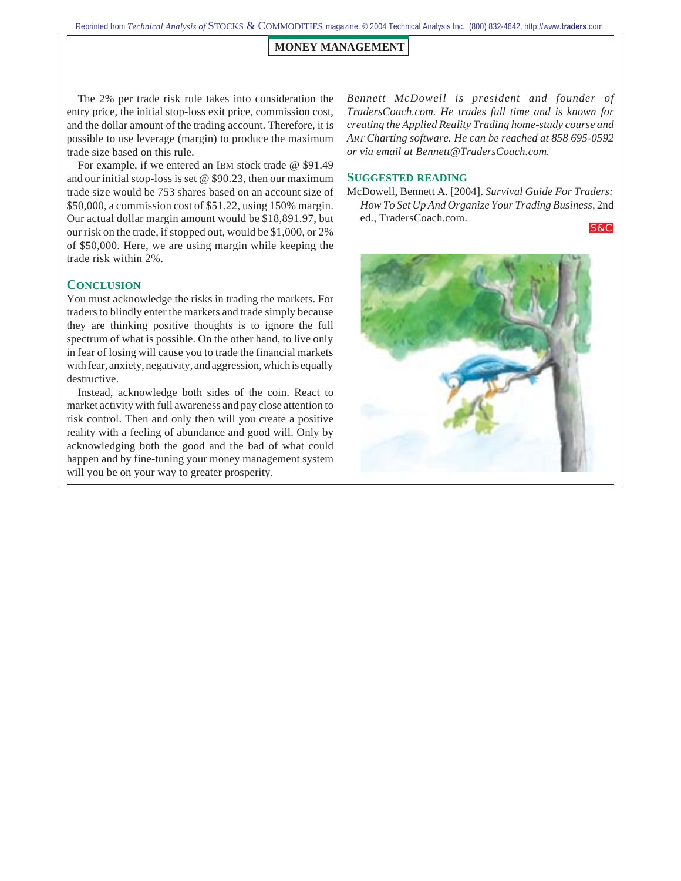The 2% per trade risk rule takes into consideration the entry price, the initial stop-loss exit price, commission cost, and the dollar amount of the trading account. Therefore, it is possible to use leverage (margin) to produce the maximum trade size based on this rule.

For example, if we entered an IBM stock trade @ $91.49 and our initial stop-loss is set @ $90.23, then our maximum trade size would be 753 shares based on an account size of $50,000, a commission cost of $51.22, using 150% margin. Our actual dollar margin amount would be $18,891.97, but our risk on the trade, if stopped out, would be $1,000, or 2% of $50,000. Here, we are using margin while keeping the trade risk within 2%.

## Conclusion

You must acknowledge the risks in trading the markets. For traders to blindly enter the markets and trade simply because they are thinking positive thoughts is to ignore the full spectrum of what is possible. On the other hand, to live only in fear of losing will cause you to trade the financial markets with fear, anxiety, negativity, and aggression, which is equally destructive.

Instead, acknowledge both sides of the coin. React to market activity with full awareness and pay close attention to risk control. Then and only then will you create a positive reality with a feeling of abundance and good will. Only by acknowledging both the good and the bad of what could happen and by fine-tuning your money management system will you be on your way to greater prosperity.

*Bennett McDowell is president and founder of TradersCoach.com. He trades full time and is known for creating the Applied Reality Trading home-study course and ART Charting software. He can be reached at 858 695-0592 or via email at Bennett@TradersCoach.com.*

## Suggested Reading

McDowell, Bennett A. [2004]. *Survival Guide For Traders: How To Set Up And Organize Your Trading Business*, 2nd ed., TradersCoach.com.

S&C